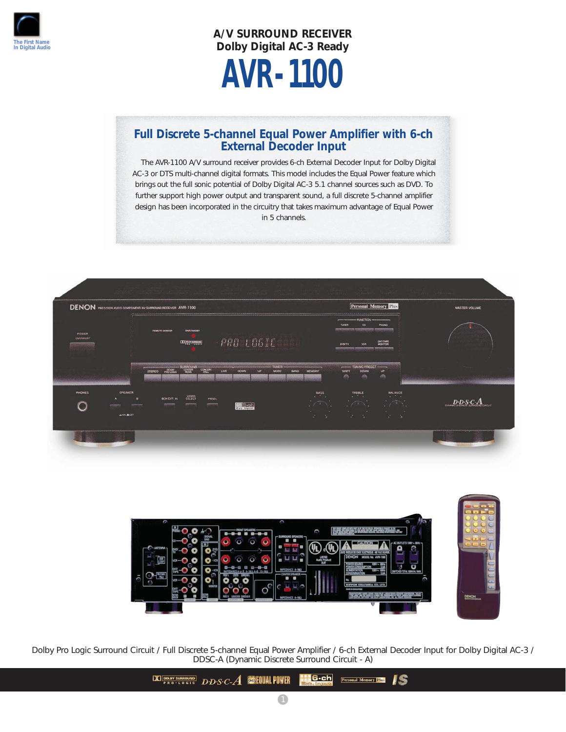The First Name
In Digital Audio

A/V SURROUND RECEIVER
Dolby Digital AC-3 Ready

# AVR-1100

## Full Discrete 5-channel Equal Power Amplifier with 6-ch External Decoder Input

The AVR-1100 A/V surround receiver provides 6-ch External Decoder Input for Dolby Digital AC-3 or DTS multi-channel digital formats. This model includes the Equal Power feature which brings out the full sonic potential of Dolby Digital AC-3 5.1 channel sources such as DVD. To further support high power output and transparent sound, a full discrete 5-channel amplifier design has been incorporated in the circuitry that takes maximum advantage of Equal Power in 5 channels.

Dolby Pro Logic Surround Circuit / Full Discrete 5-channel Equal Power Amplifier / 6-ch External Decoder Input for Dolby Digital AC-3 / DDSC-A (Dynamic Discrete Surround Circuit - A)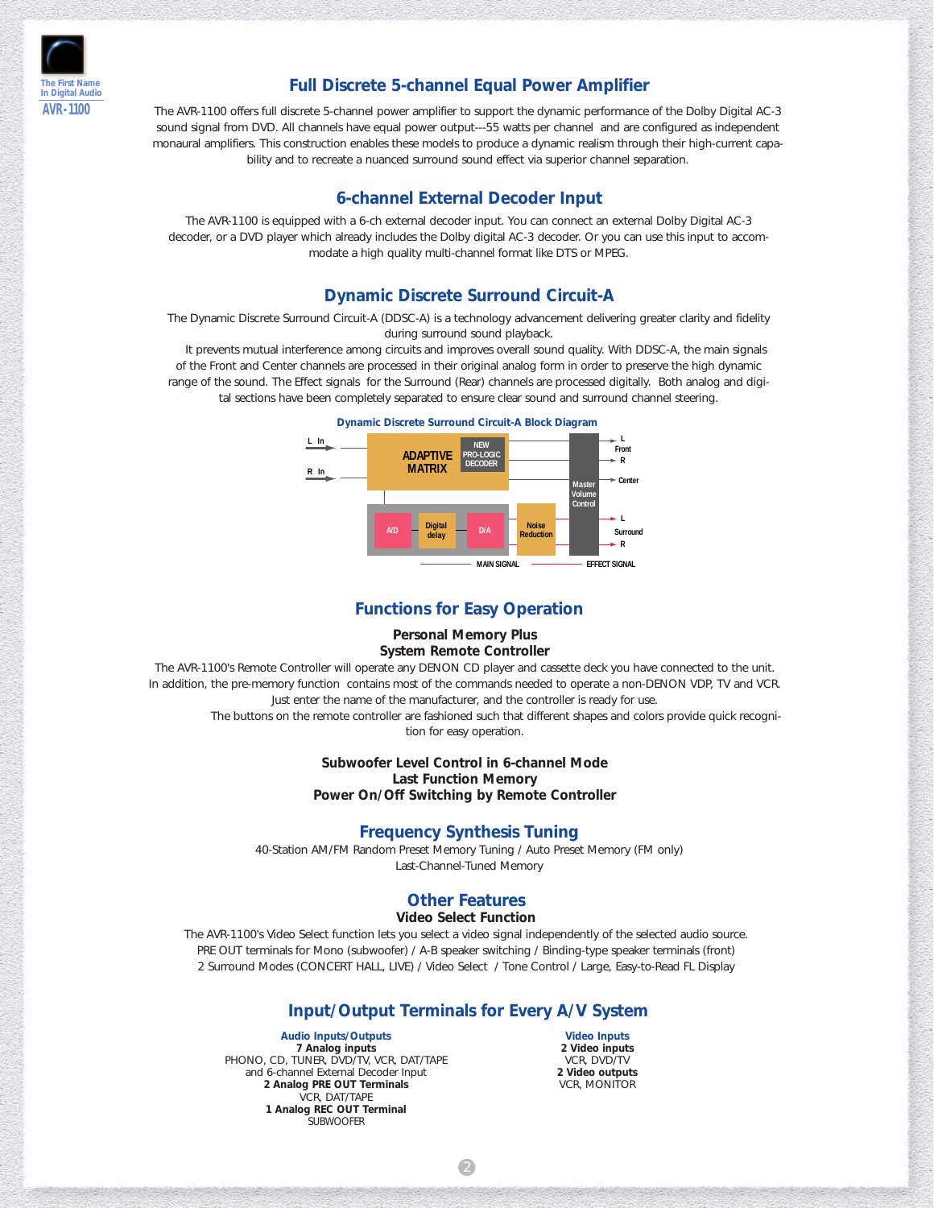The First Name In Digital Audio

AVR-1100

## Full Discrete 5-channel Equal Power Amplifier

The AVR-1100 offers full discrete 5-channel power amplifier to support the dynamic performance of the Dolby Digital AC-3 sound signal from DVD. All channels have equal power output---55 watts per channel and are configured as independent monaural amplifiers. This construction enables these models to produce a dynamic realism through their high-current capability and to recreate a nuanced surround sound effect via superior channel separation.

## 6-channel External Decoder Input

The AVR-1100 is equipped with a 6-ch external decoder input. You can connect an external Dolby Digital AC-3 decoder, or a DVD player which already includes the Dolby digital AC-3 decoder. Or you can use this input to accommodate a high quality multi-channel format like DTS or MPEG.

## Dynamic Discrete Surround Circuit-A

The Dynamic Discrete Surround Circuit-A (DDSC-A) is a technology advancement delivering greater clarity and fidelity during surround sound playback.

It prevents mutual interference among circuits and improves overall sound quality. With DDSC-A, the main signals of the Front and Center channels are processed in their original analog form in order to preserve the high dynamic range of the sound. The Effect signals for the Surround (Rear) channels are processed digitally. Both analog and digital sections have been completely separated to ensure clear sound and surround channel steering.

**Dynamic Discrete Surround Circuit-A Block Diagram**

L In, R In → ADAPTIVE MATRIX (NEW PRO-LOGIC DECODER) → A/D → Digital delay → D/A → Noise Reduction → Master Volume Control → Front L, R / Center / Surround L, R

MAIN SIGNAL — EFFECT SIGNAL

## Functions for Easy Operation

### Personal Memory Plus
### System Remote Controller

The AVR-1100's Remote Controller will operate any DENON CD player and cassette deck you have connected to the unit. In addition, the pre-memory function contains most of the commands needed to operate a non-DENON VDP, TV and VCR. Just enter the name of the manufacturer, and the controller is ready for use.

The buttons on the remote controller are fashioned such that different shapes and colors provide quick recognition for easy operation.

### Subwoofer Level Control in 6-channel Mode
### Last Function Memory
### Power On/Off Switching by Remote Controller

## Frequency Synthesis Tuning

40-Station AM/FM Random Preset Memory Tuning / Auto Preset Memory (FM only)
Last-Channel-Tuned Memory

## Other Features

### Video Select Function

The AVR-1100's Video Select function lets you select a video signal independently of the selected audio source.
PRE OUT terminals for Mono (subwoofer) / A-B speaker switching / Binding-type speaker terminals (front)
2 Surround Modes (CONCERT HALL, LIVE) / Video Select / Tone Control / Large, Easy-to-Read FL Display

## Input/Output Terminals for Every A/V System

**Audio Inputs/Outputs**

**7 Analog inputs**
PHONO, CD, TUNER, DVD/TV, VCR, DAT/TAPE and 6-channel External Decoder Input

**2 Analog PRE OUT Terminals**
VCR, DAT/TAPE

**1 Analog REC OUT Terminal**
SUBWOOFER

**Video Inputs**

**2 Video inputs**
VCR, DVD/TV

**2 Video outputs**
VCR, MONITOR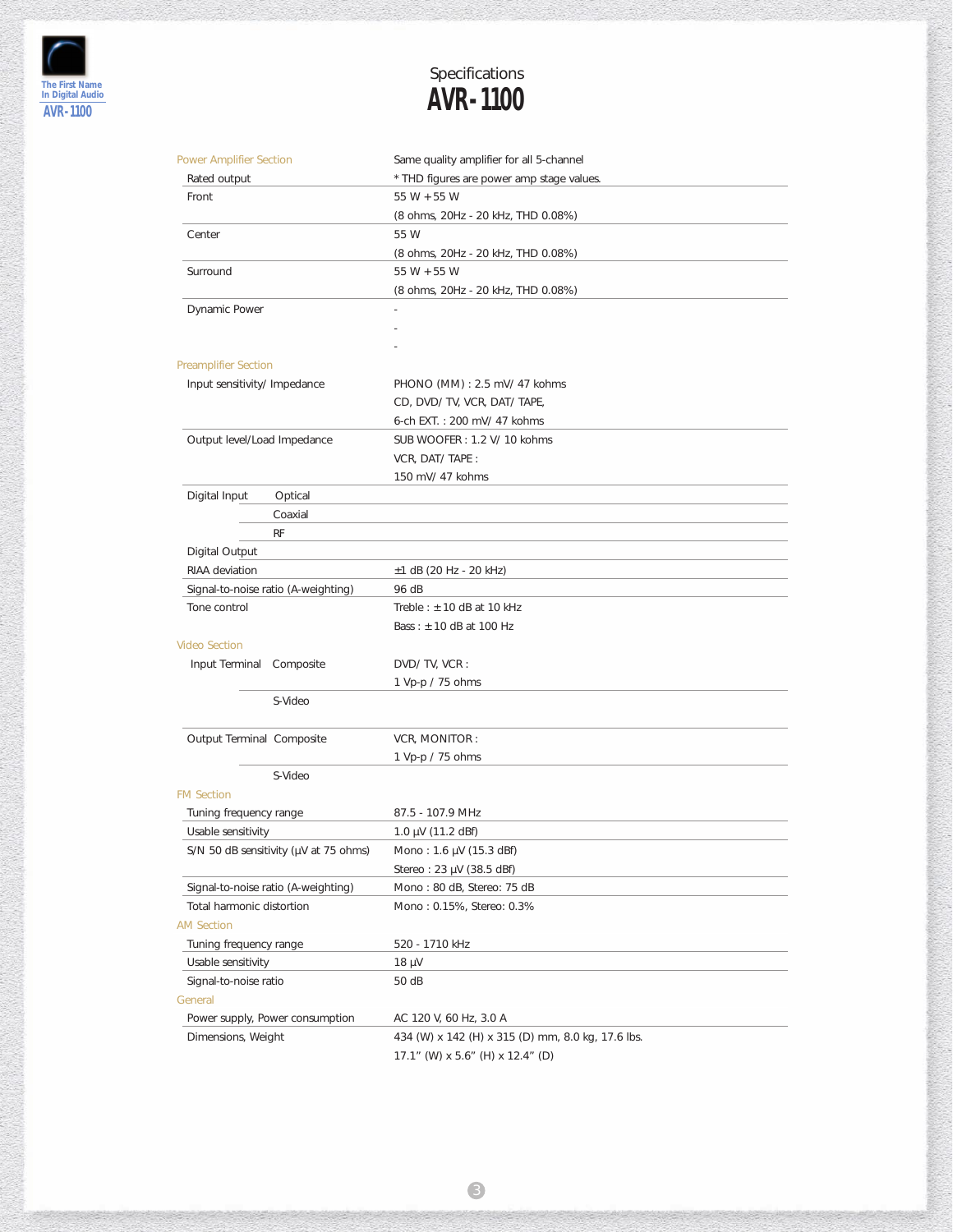# Specifications
## AVR-1100

| | |
|---|---|
| **Power Amplifier Section** | Same quality amplifier for all 5-channel |
| Rated output | * THD figures are power amp stage values. |
| Front | 55 W + 55 W<br>(8 ohms, 20Hz - 20 kHz, THD 0.08%) |
| Center | 55 W<br>(8 ohms, 20Hz - 20 kHz, THD 0.08%) |
| Surround | 55 W + 55 W<br>(8 ohms, 20Hz - 20 kHz, THD 0.08%) |
| Dynamic Power | -<br>-<br>- |
| **Preamplifier Section** | |
| Input sensitivity/ Impedance | PHONO (MM) : 2.5 mV/ 47 kohms<br>CD, DVD/ TV, VCR, DAT/ TAPE,<br>6-ch EXT. : 200 mV/ 47 kohms |
| Output level/Load Impedance | SUB WOOFER : 1.2 V/ 10 kohms<br>VCR, DAT/ TAPE :<br>150 mV/ 47 kohms |
| Digital Input — Optical | |
| Digital Input — Coaxial | |
| Digital Input — RF | |
| Digital Output | |
| RIAA deviation | ±1 dB (20 Hz - 20 kHz) |
| Signal-to-noise ratio (A-weighting) | 96 dB |
| Tone control | Treble : ± 10 dB at 10 kHz<br>Bass : ± 10 dB at 100 Hz |
| **Video Section** | |
| Input Terminal — Composite | DVD/ TV, VCR :<br>1 Vp-p / 75 ohms |
| Input Terminal — S-Video | |
| Output Terminal — Composite | VCR, MONITOR :<br>1 Vp-p / 75 ohms |
| Output Terminal — S-Video | |
| **FM Section** | |
| Tuning frequency range | 87.5 - 107.9 MHz |
| Usable sensitivity | 1.0 µV (11.2 dBf) |
| S/N 50 dB sensitivity (µV at 75 ohms) | Mono : 1.6 µV (15.3 dBf)<br>Stereo : 23 µV (38.5 dBf) |
| Signal-to-noise ratio (A-weighting) | Mono : 80 dB, Stereo: 75 dB |
| Total harmonic distortion | Mono : 0.15%, Stereo: 0.3% |
| **AM Section** | |
| Tuning frequency range | 520 - 1710 kHz |
| Usable sensitivity | 18 µV |
| Signal-to-noise ratio | 50 dB |
| **General** | |
| Power supply, Power consumption | AC 120 V, 60 Hz, 3.0 A |
| Dimensions, Weight | 434 (W) x 142 (H) x 315 (D) mm, 8.0 kg, 17.6 lbs.<br>17.1” (W) x 5.6” (H) x 12.4” (D) |